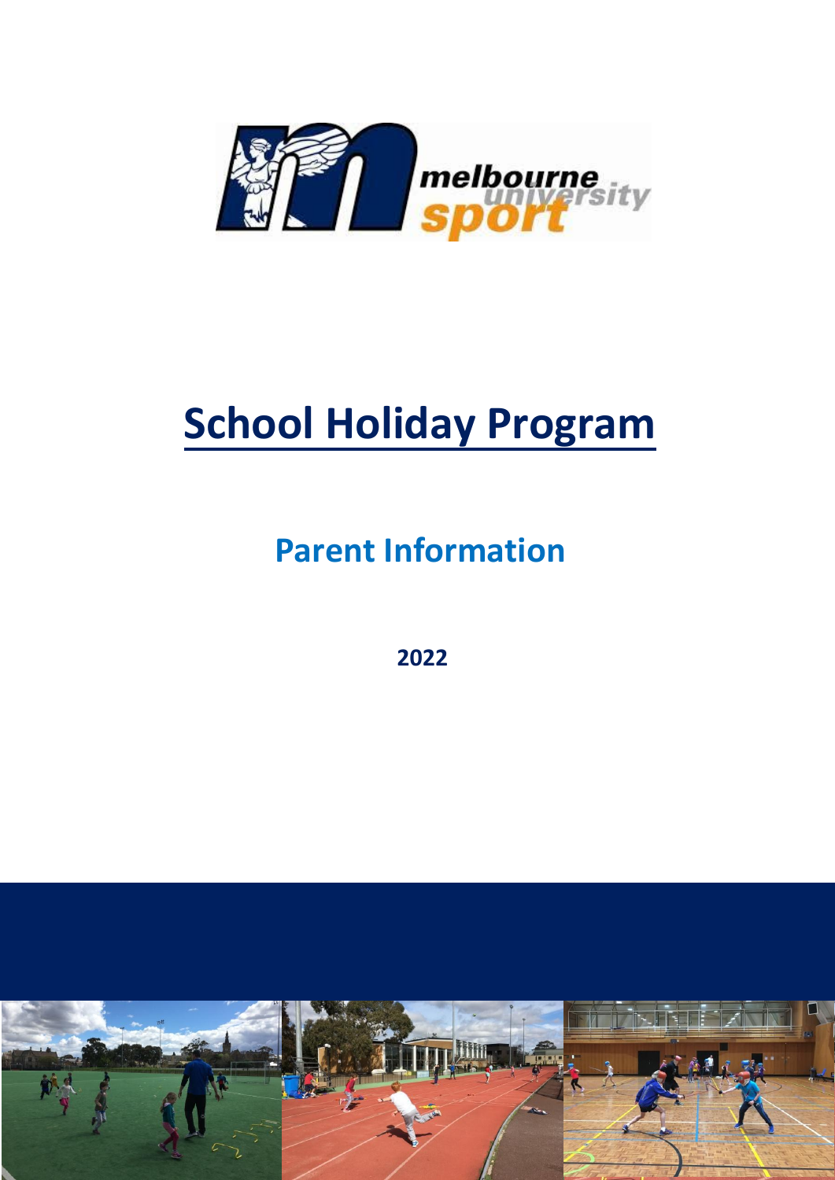# School Holiday Program

## Parent Information

**2022**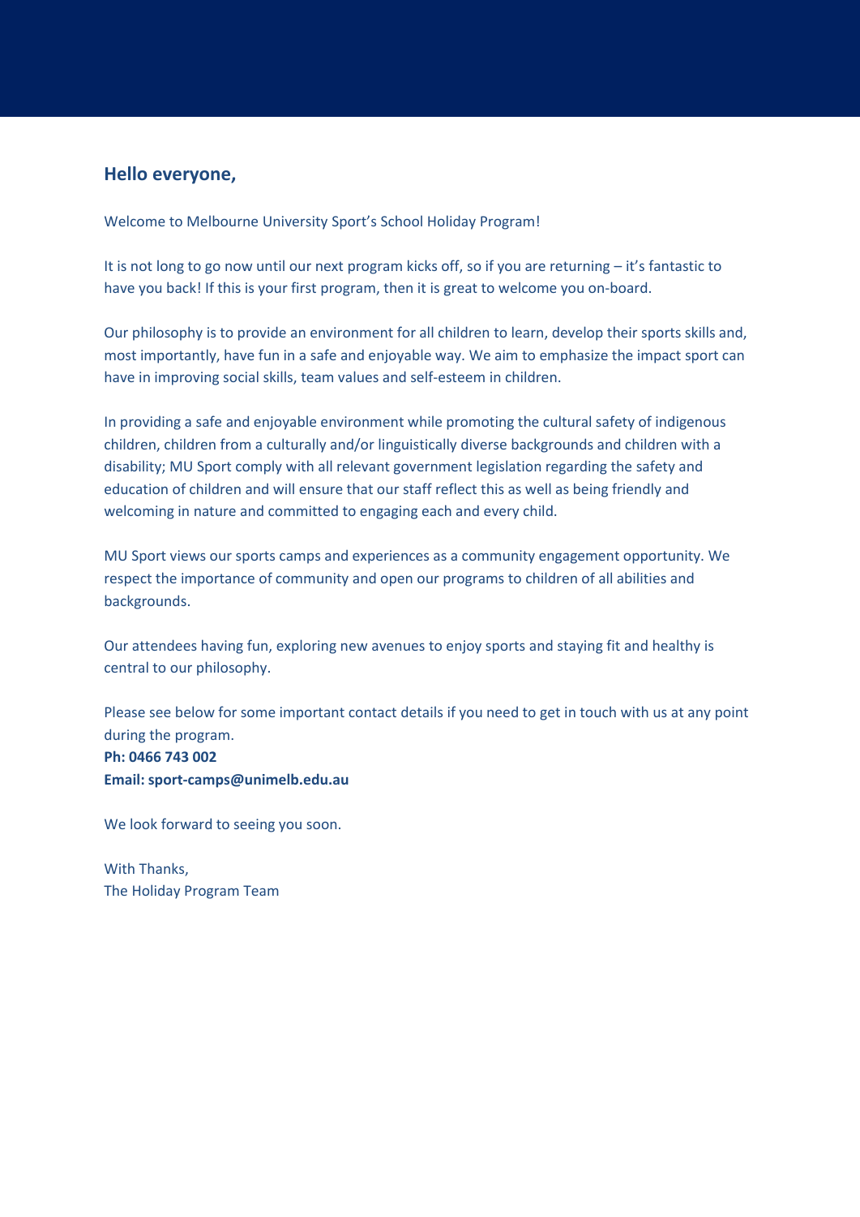## Hello everyone,

Welcome to Melbourne University Sport's School Holiday Program!

It is not long to go now until our next program kicks off, so if you are returning – it's fantastic to have you back! If this is your first program, then it is great to welcome you on-board.

Our philosophy is to provide an environment for all children to learn, develop their sports skills and, most importantly, have fun in a safe and enjoyable way. We aim to emphasize the impact sport can have in improving social skills, team values and self-esteem in children.

In providing a safe and enjoyable environment while promoting the cultural safety of indigenous children, children from a culturally and/or linguistically diverse backgrounds and children with a disability; MU Sport comply with all relevant government legislation regarding the safety and education of children and will ensure that our staff reflect this as well as being friendly and welcoming in nature and committed to engaging each and every child.

MU Sport views our sports camps and experiences as a community engagement opportunity. We respect the importance of community and open our programs to children of all abilities and backgrounds.

Our attendees having fun, exploring new avenues to enjoy sports and staying fit and healthy is central to our philosophy.

Please see below for some important contact details if you need to get in touch with us at any point during the program.
**Ph: 0466 743 002**
**Email: sport-camps@unimelb.edu.au**

We look forward to seeing you soon.

With Thanks,
The Holiday Program Team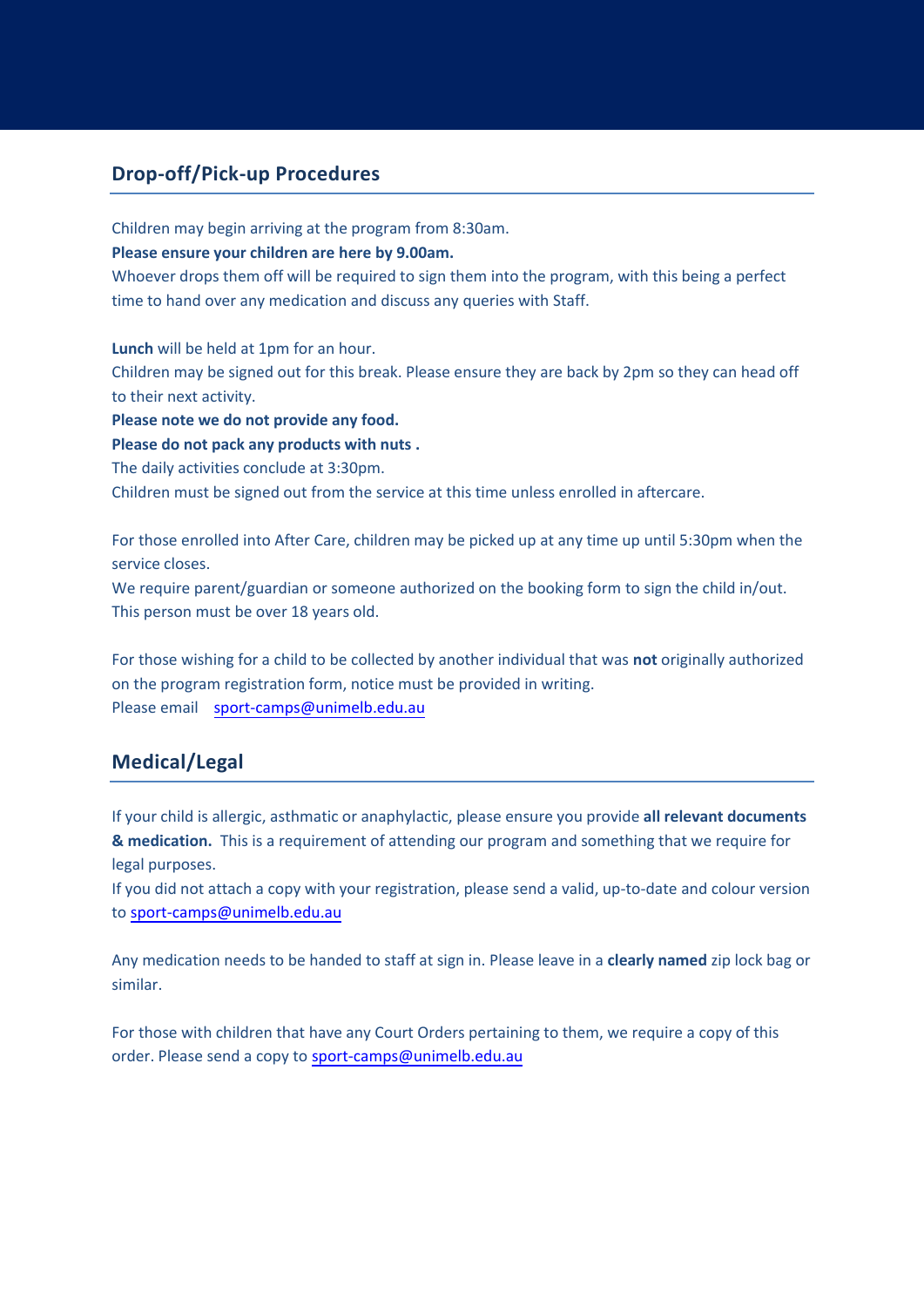## Drop-off/Pick-up Procedures

Children may begin arriving at the program from 8:30am.
**Please ensure your children are here by 9.00am.**
Whoever drops them off will be required to sign them into the program, with this being a perfect time to hand over any medication and discuss any queries with Staff.

**Lunch** will be held at 1pm for an hour.
Children may be signed out for this break. Please ensure they are back by 2pm so they can head off to their next activity.
**Please note we do not provide any food.**
**Please do not pack any products with nuts .**
The daily activities conclude at 3:30pm.
Children must be signed out from the service at this time unless enrolled in aftercare.

For those enrolled into After Care, children may be picked up at any time up until 5:30pm when the service closes.
We require parent/guardian or someone authorized on the booking form to sign the child in/out. This person must be over 18 years old.

For those wishing for a child to be collected by another individual that was **not** originally authorized on the program registration form, notice must be provided in writing.
Please email sport-camps@unimelb.edu.au

## Medical/Legal

If your child is allergic, asthmatic or anaphylactic, please ensure you provide **all relevant documents & medication.** This is a requirement of attending our program and something that we require for legal purposes.
If you did not attach a copy with your registration, please send a valid, up-to-date and colour version to sport-camps@unimelb.edu.au

Any medication needs to be handed to staff at sign in. Please leave in a **clearly named** zip lock bag or similar.

For those with children that have any Court Orders pertaining to them, we require a copy of this order. Please send a copy to sport-camps@unimelb.edu.au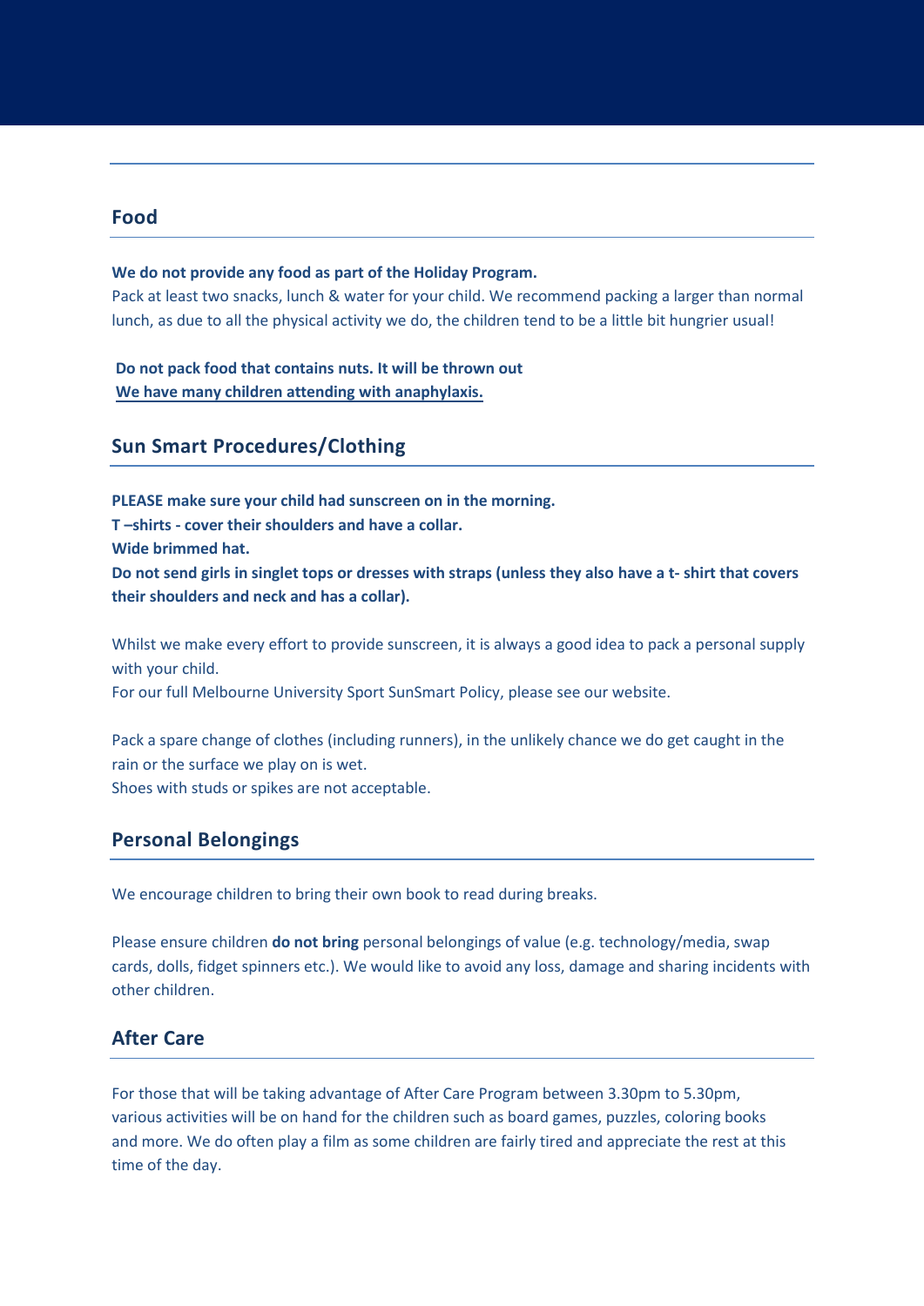## Food

**We do not provide any food as part of the Holiday Program.**
Pack at least two snacks, lunch & water for your child. We recommend packing a larger than normal lunch, as due to all the physical activity we do, the children tend to be a little bit hungrier usual!

**Do not pack food that contains nuts. It will be thrown out**
**<u>We have many children attending with anaphylaxis.</u>**

## Sun Smart Procedures/Clothing

**PLEASE make sure your child had sunscreen on in the morning.**
**T –shirts - cover their shoulders and have a collar.**
**Wide brimmed hat.**
**Do not send girls in singlet tops or dresses with straps (unless they also have a t- shirt that covers their shoulders and neck and has a collar).**

Whilst we make every effort to provide sunscreen, it is always a good idea to pack a personal supply with your child.
For our full Melbourne University Sport SunSmart Policy, please see our website.

Pack a spare change of clothes (including runners), in the unlikely chance we do get caught in the rain or the surface we play on is wet.
Shoes with studs or spikes are not acceptable.

## Personal Belongings

We encourage children to bring their own book to read during breaks.

Please ensure children **do not bring** personal belongings of value (e.g. technology/media, swap cards, dolls, fidget spinners etc.). We would like to avoid any loss, damage and sharing incidents with other children.

## After Care

For those that will be taking advantage of After Care Program between 3.30pm to 5.30pm, various activities will be on hand for the children such as board games, puzzles, coloring books and more. We do often play a film as some children are fairly tired and appreciate the rest at this time of the day.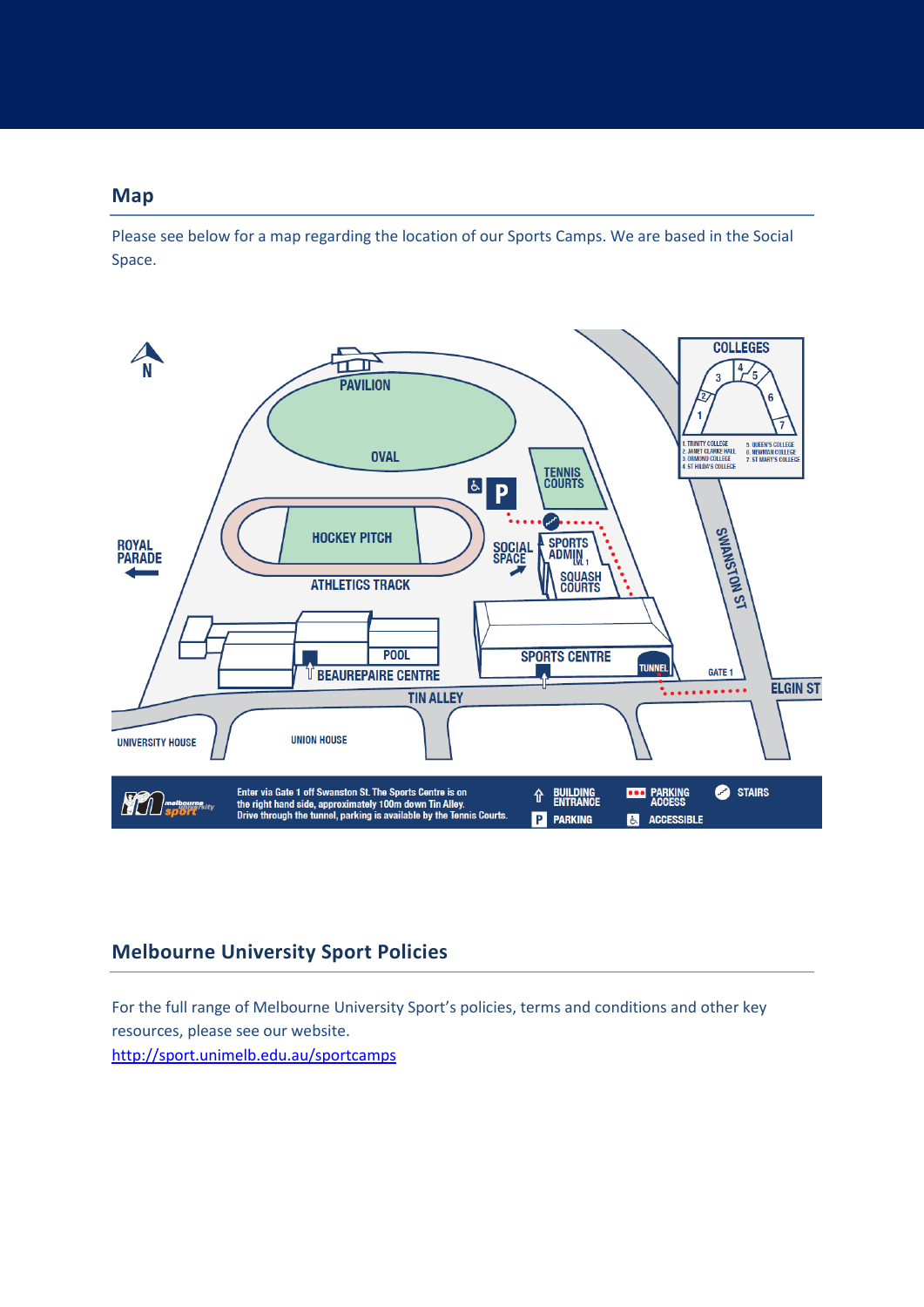## Map

Please see below for a map regarding the location of our Sports Camps. We are based in the Social Space.

N

PAVILION

OVAL

TENNIS COURTS

P

HOCKEY PITCH

ROYAL PARADE

ATHLETICS TRACK

SOCIAL SPACE

SPORTS ADMIN LVL 1

SQUASH COURTS

POOL

BEAUREPAIRE CENTRE

SPORTS CENTRE

TUNNEL

GATE 1

TIN ALLEY

ELGIN ST

SWANSTON ST

UNIVERSITY HOUSE

UNION HOUSE

COLLEGES

1. TRINITY COLLEGE
2. JANET CLARKE HALL
3. ORMOND COLLEGE
4. ST HILDA'S COLLEGE
5. QUEEN'S COLLEGE
6. NEWMAN COLLEGE
7. ST MARY'S COLLEGE

melbourne university sport

Enter via Gate 1 off Swanston St. The Sports Centre is on the right hand side, approximately 100m down Tin Alley. Drive through the tunnel, parking is available by the Tennis Courts.

BUILDING ENTRANCE

PARKING

PARKING ACCESS

ACCESSIBLE

STAIRS

## Melbourne University Sport Policies

For the full range of Melbourne University Sport's policies, terms and conditions and other key resources, please see our website.

[http://sport.unimelb.edu.au/sportcamps](http://sport.unimelb.edu.au/sportcamps)